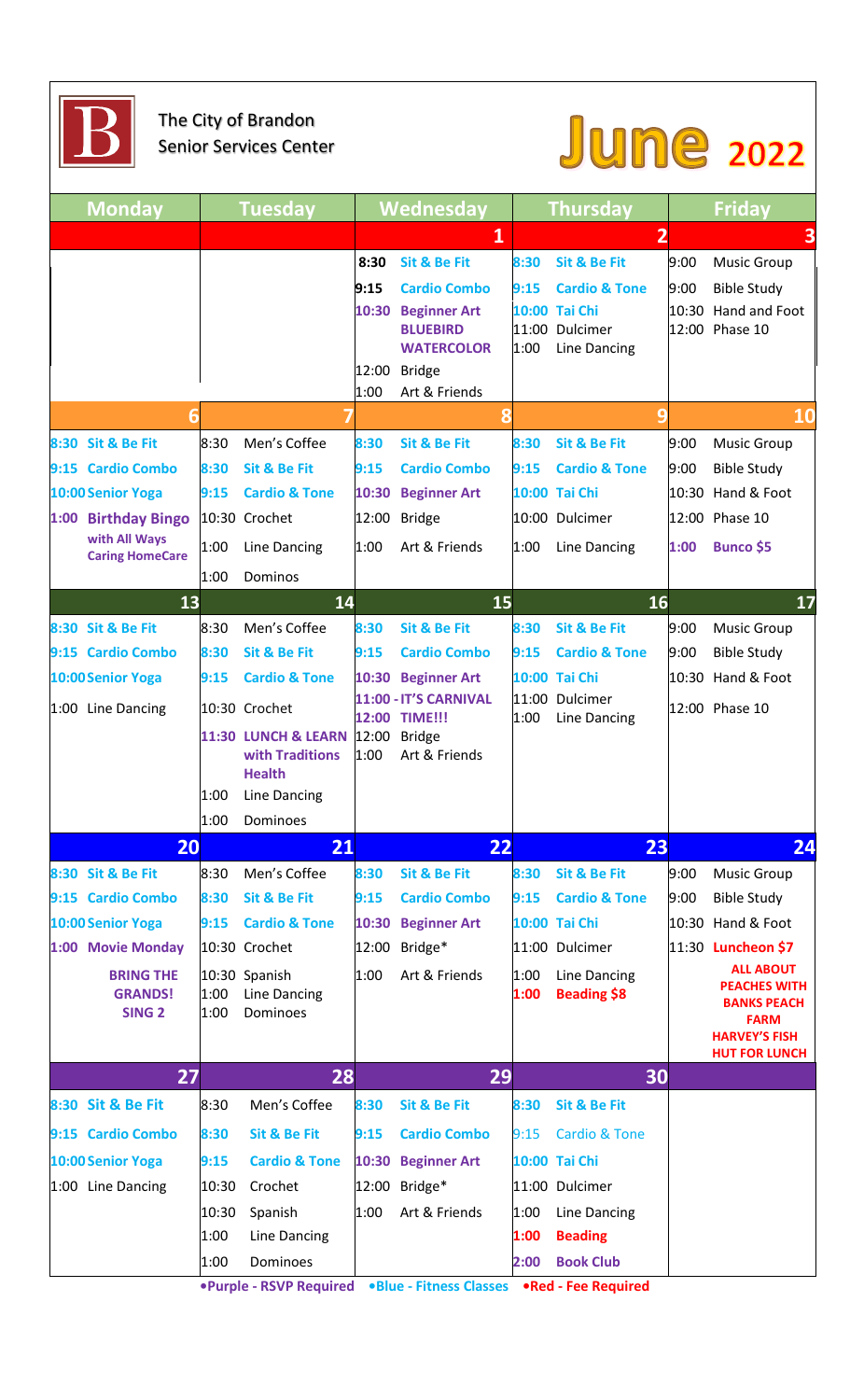The City of Brandon
Senior Services Center

# June 2022

| Monday | Tuesday | Wednesday | Thursday | Friday |
|---|---|---|---|---|
| | | **1** | **2** | **3** |
| | | 8:30 Sit & Be Fit<br>9:15 Cardio Combo<br>10:30 Beginner Art BLUEBIRD WATERCOLOR<br>12:00 Bridge<br>1:00 Art & Friends | 8:30 Sit & Be Fit<br>9:15 Cardio & Tone<br>10:00 Tai Chi<br>11:00 Dulcimer<br>1:00 Line Dancing | 9:00 Music Group<br>9:00 Bible Study<br>10:30 Hand and Foot<br>12:00 Phase 10 |
| **6** | **7** | **8** | **9** | **10** |
| 8:30 Sit & Be Fit<br>9:15 Cardio Combo<br>10:00 Senior Yoga<br>1:00 Birthday Bingo with All Ways Caring HomeCare | 8:30 Men's Coffee<br>8:30 Sit & Be Fit<br>9:15 Cardio & Tone<br>10:30 Crochet<br>1:00 Line Dancing<br>1:00 Dominos | 8:30 Sit & Be Fit<br>9:15 Cardio Combo<br>10:30 Beginner Art<br>12:00 Bridge<br>1:00 Art & Friends | 8:30 Sit & Be Fit<br>9:15 Cardio & Tone<br>10:00 Tai Chi<br>10:00 Dulcimer<br>1:00 Line Dancing | 9:00 Music Group<br>9:00 Bible Study<br>10:30 Hand & Foot<br>12:00 Phase 10<br>1:00 Bunco $5 |
| **13** | **14** | **15** | **16** | **17** |
| 8:30 Sit & Be Fit<br>9:15 Cardio Combo<br>10:00 Senior Yoga<br>1:00 Line Dancing | 8:30 Men's Coffee<br>8:30 Sit & Be Fit<br>9:15 Cardio & Tone<br>10:30 Crochet<br>11:30 LUNCH & LEARN with Traditions Health<br>1:00 Line Dancing<br>1:00 Dominoes | 8:30 Sit & Be Fit<br>9:15 Cardio Combo<br>10:30 Beginner Art<br>11:00 - 12:00 IT'S CARNIVAL TIME!!!<br>12:00 Bridge<br>1:00 Art & Friends | 8:30 Sit & Be Fit<br>9:15 Cardio & Tone<br>10:00 Tai Chi<br>11:00 Dulcimer<br>1:00 Line Dancing | 9:00 Music Group<br>9:00 Bible Study<br>10:30 Hand & Foot<br>12:00 Phase 10 |
| **20** | **21** | **22** | **23** | **24** |
| 8:30 Sit & Be Fit<br>9:15 Cardio Combo<br>10:00 Senior Yoga<br>1:00 Movie Monday BRING THE GRANDS! SING 2 | 8:30 Men's Coffee<br>8:30 Sit & Be Fit<br>9:15 Cardio & Tone<br>10:30 Crochet<br>10:30 Spanish<br>1:00 Line Dancing<br>1:00 Dominoes | 8:30 Sit & Be Fit<br>9:15 Cardio Combo<br>10:30 Beginner Art<br>12:00 Bridge*<br>1:00 Art & Friends | 8:30 Sit & Be Fit<br>9:15 Cardio & Tone<br>10:00 Tai Chi<br>11:00 Dulcimer<br>1:00 Line Dancing<br>1:00 Beading $8 | 9:00 Music Group<br>9:00 Bible Study<br>10:30 Hand & Foot<br>11:30 Luncheon $7 ALL ABOUT PEACHES WITH BANKS PEACH FARM HARVEY'S FISH HUT FOR LUNCH |
| **27** | **28** | **29** | **30** | |
| 8:30 Sit & Be Fit<br>9:15 Cardio Combo<br>10:00 Senior Yoga<br>1:00 Line Dancing | 8:30 Men's Coffee<br>8:30 Sit & Be Fit<br>9:15 Cardio & Tone<br>10:30 Crochet<br>10:30 Spanish<br>1:00 Line Dancing<br>1:00 Dominoes | 8:30 Sit & Be Fit<br>9:15 Cardio Combo<br>10:30 Beginner Art<br>12:00 Bridge*<br>1:00 Art & Friends | 8:30 Sit & Be Fit<br>9:15 Cardio & Tone<br>10:00 Tai Chi<br>11:00 Dulcimer<br>1:00 Line Dancing<br>1:00 Beading<br>2:00 Book Club | |

- Purple - RSVP Required
- Blue - Fitness Classes
- Red - Fee Required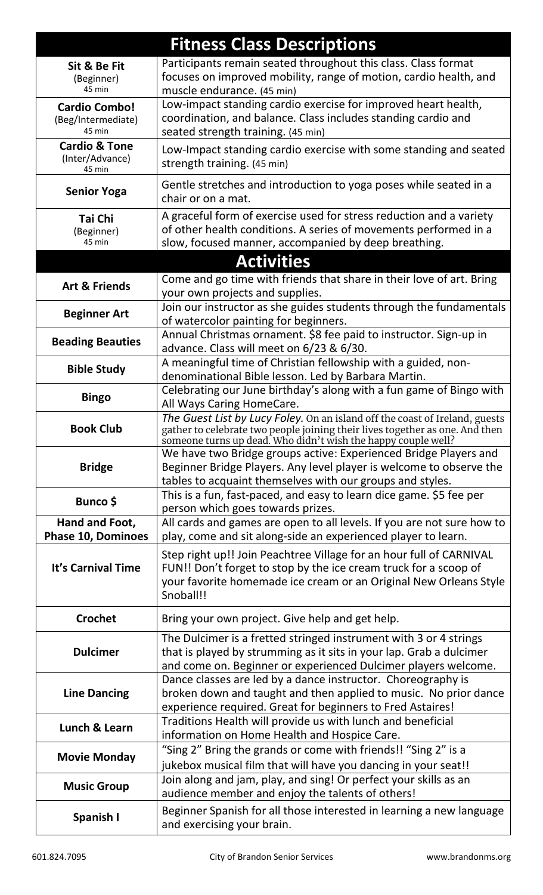## Fitness Class Descriptions

| | |
|---|---|
| **Sit & Be Fit** (Beginner) 45 min | Participants remain seated throughout this class. Class format focuses on improved mobility, range of motion, cardio health, and muscle endurance. (45 min) |
| **Cardio Combo!** (Beg/Intermediate) 45 min | Low-impact standing cardio exercise for improved heart health, coordination, and balance. Class includes standing cardio and seated strength training. (45 min) |
| **Cardio & Tone** (Inter/Advance) 45 min | Low-Impact standing cardio exercise with some standing and seated strength training. (45 min) |
| **Senior Yoga** | Gentle stretches and introduction to yoga poses while seated in a chair or on a mat. |
| **Tai Chi** (Beginner) 45 min | A graceful form of exercise used for stress reduction and a variety of other health conditions. A series of movements performed in a slow, focused manner, accompanied by deep breathing. |

## Activities

| | |
|---|---|
| **Art & Friends** | Come and go time with friends that share in their love of art. Bring your own projects and supplies. |
| **Beginner Art** | Join our instructor as she guides students through the fundamentals of watercolor painting for beginners. |
| **Beading Beauties** | Annual Christmas ornament. $8 fee paid to instructor. Sign-up in advance. Class will meet on 6/23 & 6/30. |
| **Bible Study** | A meaningful time of Christian fellowship with a guided, non-denominational Bible lesson. Led by Barbara Martin. |
| **Bingo** | Celebrating our June birthday's along with a fun game of Bingo with All Ways Caring HomeCare. |
| **Book Club** | *The Guest List by Lucy Foley.* On an island off the coast of Ireland, guests gather to celebrate two people joining their lives together as one. And then someone turns up dead. Who didn't wish the happy couple well? |
| **Bridge** | We have two Bridge groups active: Experienced Bridge Players and Beginner Bridge Players. Any level player is welcome to observe the tables to acquaint themselves with our groups and styles. |
| **Bunco $** | This is a fun, fast-paced, and easy to learn dice game. $5 fee per person which goes towards prizes. |
| **Hand and Foot, Phase 10, Dominoes** | All cards and games are open to all levels. If you are not sure how to play, come and sit along-side an experienced player to learn. |
| **It's Carnival Time** | Step right up!! Join Peachtree Village for an hour full of CARNIVAL FUN!! Don't forget to stop by the ice cream truck for a scoop of your favorite homemade ice cream or an Original New Orleans Style Snoball!! |
| **Crochet** | Bring your own project. Give help and get help. |
| **Dulcimer** | The Dulcimer is a fretted stringed instrument with 3 or 4 strings that is played by strumming as it sits in your lap. Grab a dulcimer and come on. Beginner or experienced Dulcimer players welcome. |
| **Line Dancing** | Dance classes are led by a dance instructor. Choreography is broken down and taught and then applied to music. No prior dance experience required. Great for beginners to Fred Astaires! |
| **Lunch & Learn** | Traditions Health will provide us with lunch and beneficial information on Home Health and Hospice Care. |
| **Movie Monday** | "Sing 2" Bring the grands or come with friends!! "Sing 2" is a jukebox musical film that will have you dancing in your seat!! |
| **Music Group** | Join along and jam, play, and sing! Or perfect your skills as an audience member and enjoy the talents of others! |
| **Spanish I** | Beginner Spanish for all those interested in learning a new language and exercising your brain. |

601.824.7095 City of Brandon Senior Services www.brandonms.org